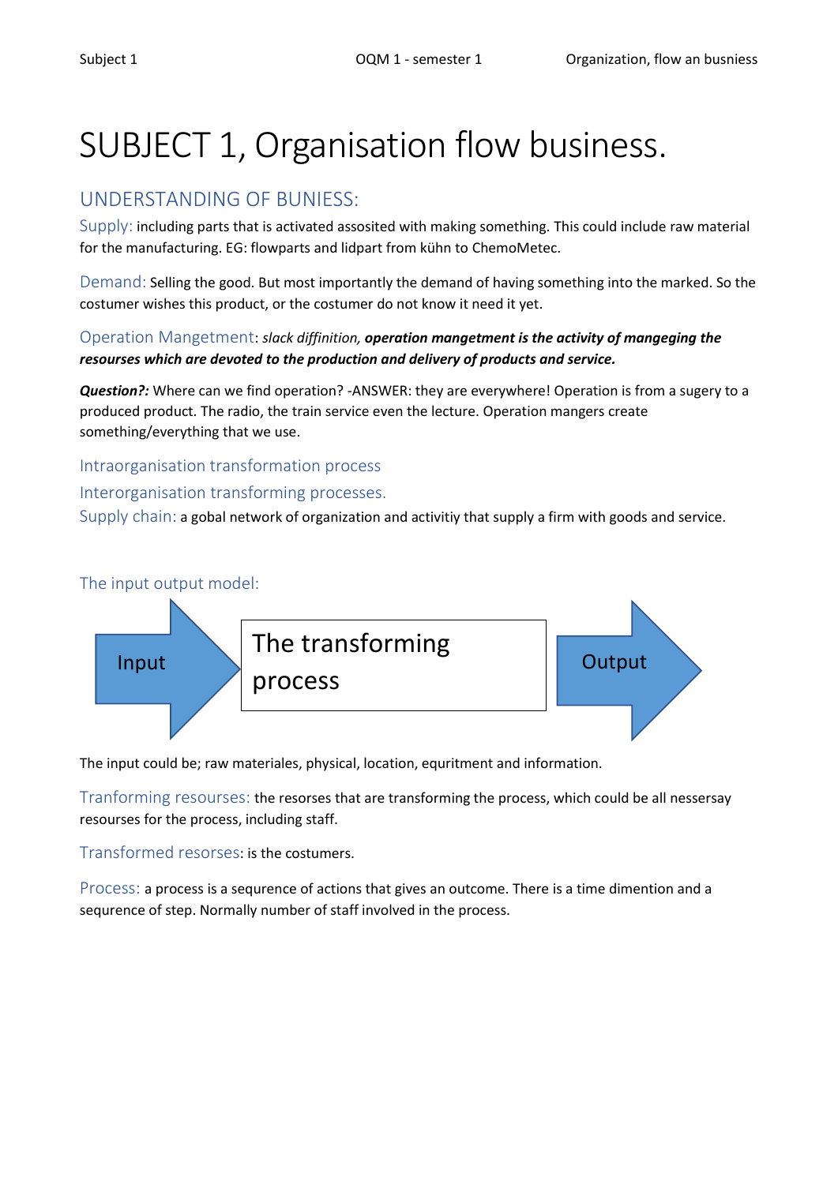# SUBJECT 1, Organisation flow business.

## UNDERSTANDING OF BUNIESS:

### Supply:
including parts that is activated assosited with making something. This could include raw material for the manufacturing. EG: flowparts and lidpart from kühn to ChemoMetec.

### Demand:
Selling the good. But most importantly the demand of having something into the marked. So the costumer wishes this product, or the costumer do not know it need it yet.

### Operation Mangetment:
*slack diffinition,* ***operation mangetment is the activity of mangeging the resourses which are devoted to the production and delivery of products and service.***

***Question?:*** Where can we find operation? -ANSWER: they are everywhere! Operation is from a sugery to a produced product. The radio, the train service even the lecture. Operation mangers create something/everything that we use.

### Intraorganisation transformation process

### Interorganisation transforming processes.

### Supply chain:
a gobal network of organization and activitiy that supply a firm with goods and service.

### The input output model:

Input → The transforming process → Output

The input could be; raw materiales, physical, location, equritment and information.

### Tranforming resourses:
the resorses that are transforming the process, which could be all nessersay resourses for the process, including staff.

### Transformed resorses:
is the costumers.

### Process:
a process is a sequrence of actions that gives an outcome. There is a time dimention and a sequrence of step. Normally number of staff involved in the process.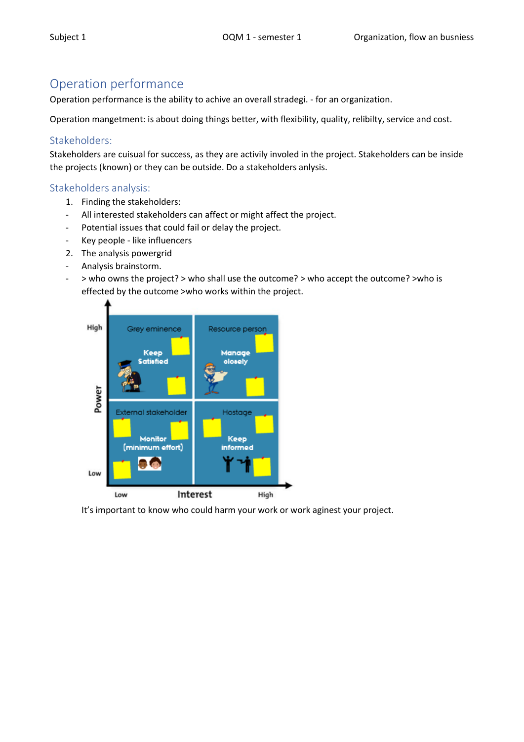## Operation performance

Operation performance is the ability to achive an overall stradegi. - for an organization.

Operation mangetment: is about doing things better, with flexibility, quality, relibilty, service and cost.

### Stakeholders:

Stakeholders are cuisual for success, as they are activily involed in the project. Stakeholders can be inside the projects (known) or they can be outside. Do a stakeholders anlysis.

### Stakeholders analysis:

1. Finding the stakeholders:
- All interested stakeholders can affect or might affect the project.
- Potential issues that could fail or delay the project.
- Key people - like influencers
2. The analysis powergrid
- Analysis brainstorm.
- > who owns the project? > who shall use the outcome? > who accept the outcome? >who is effected by the outcome >who works within the project.

Power
High
Low
Interest
Low
High

Grey eminence
Keep Satisfied

Resource person
Manage closely

External stakeholder
Monitor (minimum effort)

Hostage
Keep informed

It's important to know who could harm your work or work aginest your project.